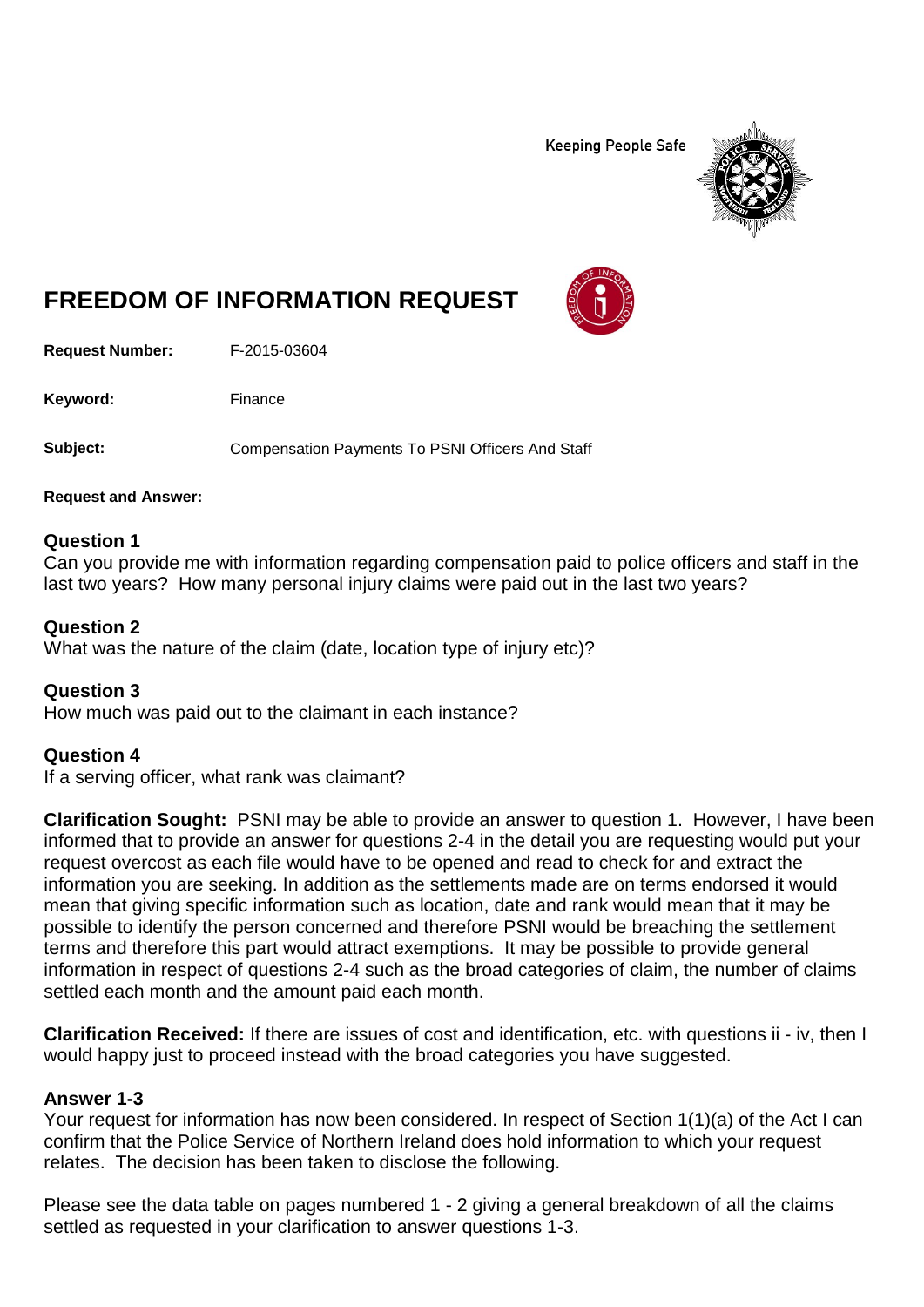Keeping People Safe

# FREEDOM OF INFORMATION REQUEST

**Request Number:** F-2015-03604

**Keyword:** Finance

**Subject:** Compensation Payments To PSNI Officers And Staff

**Request and Answer:**

### Question 1

Can you provide me with information regarding compensation paid to police officers and staff in the last two years? How many personal injury claims were paid out in the last two years?

### Question 2

What was the nature of the claim (date, location type of injury etc)?

### Question 3

How much was paid out to the claimant in each instance?

### Question 4

If a serving officer, what rank was claimant?

**Clarification Sought:** PSNI may be able to provide an answer to question 1. However, I have been informed that to provide an answer for questions 2-4 in the detail you are requesting would put your request overcost as each file would have to be opened and read to check for and extract the information you are seeking. In addition as the settlements made are on terms endorsed it would mean that giving specific information such as location, date and rank would mean that it may be possible to identify the person concerned and therefore PSNI would be breaching the settlement terms and therefore this part would attract exemptions. It may be possible to provide general information in respect of questions 2-4 such as the broad categories of claim, the number of claims settled each month and the amount paid each month.

**Clarification Received:** If there are issues of cost and identification, etc. with questions ii - iv, then I would happy just to proceed instead with the broad categories you have suggested.

### Answer 1-3

Your request for information has now been considered. In respect of Section 1(1)(a) of the Act I can confirm that the Police Service of Northern Ireland does hold information to which your request relates. The decision has been taken to disclose the following.

Please see the data table on pages numbered 1 - 2 giving a general breakdown of all the claims settled as requested in your clarification to answer questions 1-3.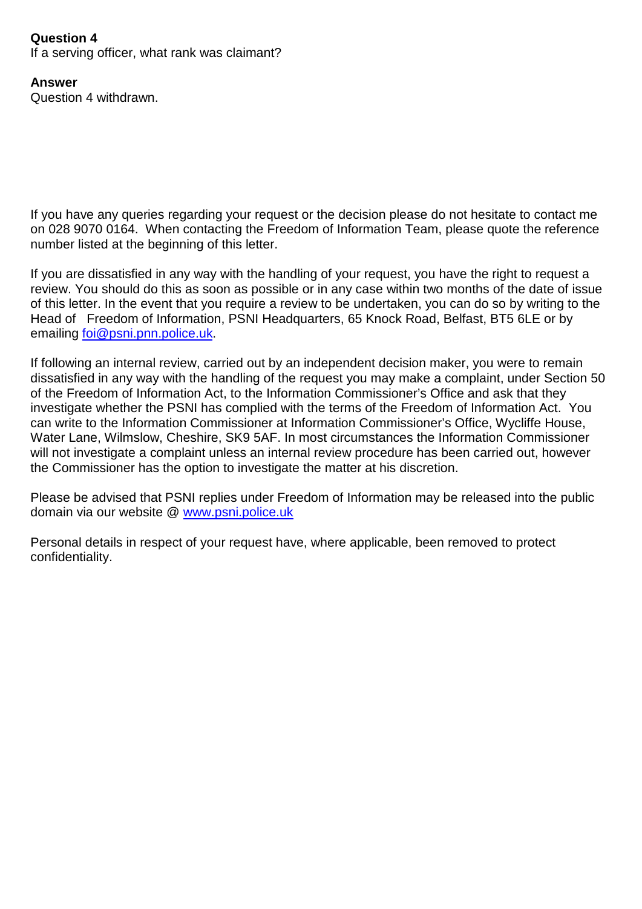**Question 4**
If a serving officer, what rank was claimant?

**Answer**
Question 4 withdrawn.

If you have any queries regarding your request or the decision please do not hesitate to contact me on 028 9070 0164. When contacting the Freedom of Information Team, please quote the reference number listed at the beginning of this letter.

If you are dissatisfied in any way with the handling of your request, you have the right to request a review. You should do this as soon as possible or in any case within two months of the date of issue of this letter. In the event that you require a review to be undertaken, you can do so by writing to the Head of Freedom of Information, PSNI Headquarters, 65 Knock Road, Belfast, BT5 6LE or by emailing [foi@psni.pnn.police.uk](mailto:foi@psni.pnn.police.uk).

If following an internal review, carried out by an independent decision maker, you were to remain dissatisfied in any way with the handling of the request you may make a complaint, under Section 50 of the Freedom of Information Act, to the Information Commissioner's Office and ask that they investigate whether the PSNI has complied with the terms of the Freedom of Information Act. You can write to the Information Commissioner at Information Commissioner's Office, Wycliffe House, Water Lane, Wilmslow, Cheshire, SK9 5AF. In most circumstances the Information Commissioner will not investigate a complaint unless an internal review procedure has been carried out, however the Commissioner has the option to investigate the matter at his discretion.

Please be advised that PSNI replies under Freedom of Information may be released into the public domain via our website @ [www.psni.police.uk](http://www.psni.police.uk)

Personal details in respect of your request have, where applicable, been removed to protect confidentiality.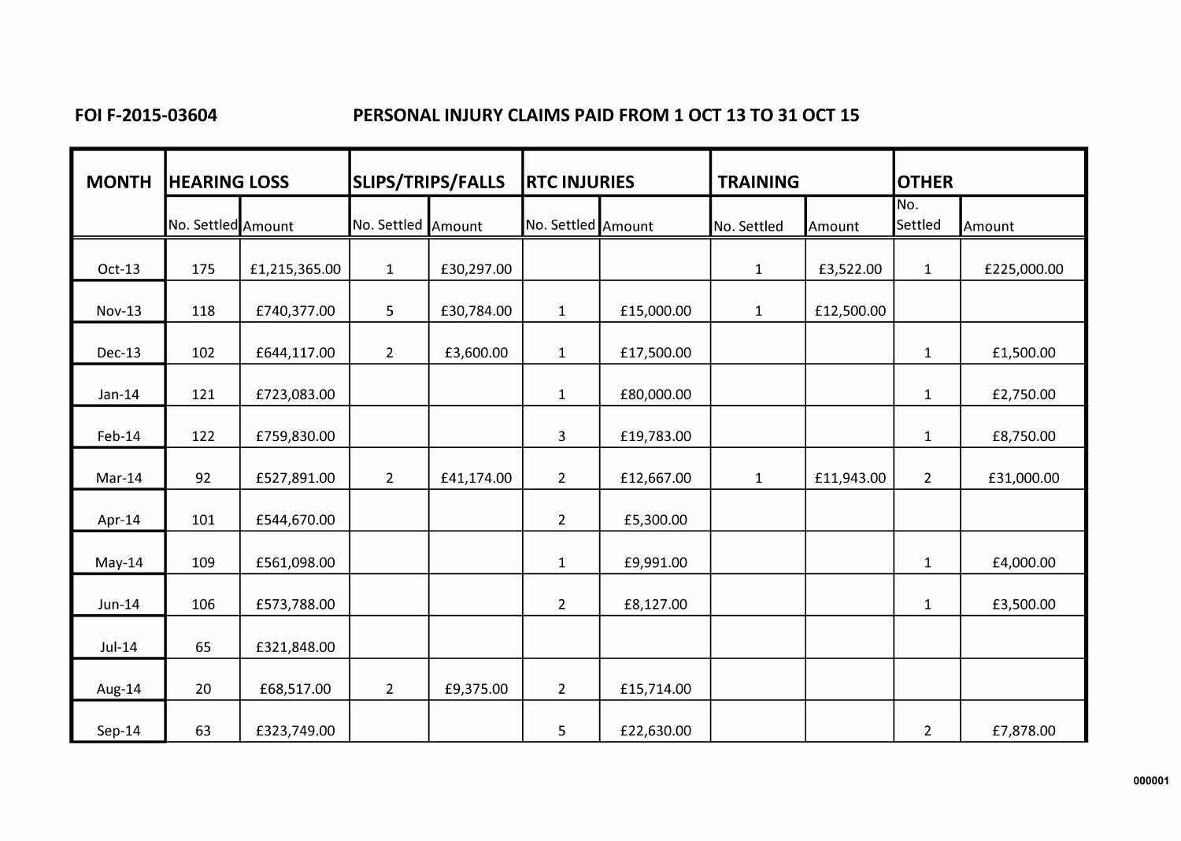**FOI F-2015-03604** **PERSONAL INJURY CLAIMS PAID FROM 1 OCT 13 TO 31 OCT 15**

| MONTH | HEARING LOSS | | SLIPS/TRIPS/FALLS | | RTC INJURIES | | TRAINING | | OTHER | |
|---|---|---|---|---|---|---|---|---|---|---|
| | No. Settled | Amount | No. Settled | Amount | No. Settled | Amount | No. Settled | Amount | No. Settled | Amount |
| Oct-13 | 175 | £1,215,365.00 | 1 | £30,297.00 | | | 1 | £3,522.00 | 1 | £225,000.00 |
| Nov-13 | 118 | £740,377.00 | 5 | £30,784.00 | 1 | £15,000.00 | 1 | £12,500.00 | | |
| Dec-13 | 102 | £644,117.00 | 2 | £3,600.00 | 1 | £17,500.00 | | | 1 | £1,500.00 |
| Jan-14 | 121 | £723,083.00 | | | 1 | £80,000.00 | | | 1 | £2,750.00 |
| Feb-14 | 122 | £759,830.00 | | | 3 | £19,783.00 | | | 1 | £8,750.00 |
| Mar-14 | 92 | £527,891.00 | 2 | £41,174.00 | 2 | £12,667.00 | 1 | £11,943.00 | 2 | £31,000.00 |
| Apr-14 | 101 | £544,670.00 | | | 2 | £5,300.00 | | | | |
| May-14 | 109 | £561,098.00 | | | 1 | £9,991.00 | | | 1 | £4,000.00 |
| Jun-14 | 106 | £573,788.00 | | | 2 | £8,127.00 | | | 1 | £3,500.00 |
| Jul-14 | 65 | £321,848.00 | | | | | | | | |
| Aug-14 | 20 | £68,517.00 | 2 | £9,375.00 | 2 | £15,714.00 | | | | |
| Sep-14 | 63 | £323,749.00 | | | 5 | £22,630.00 | | | 2 | £7,878.00 |

000001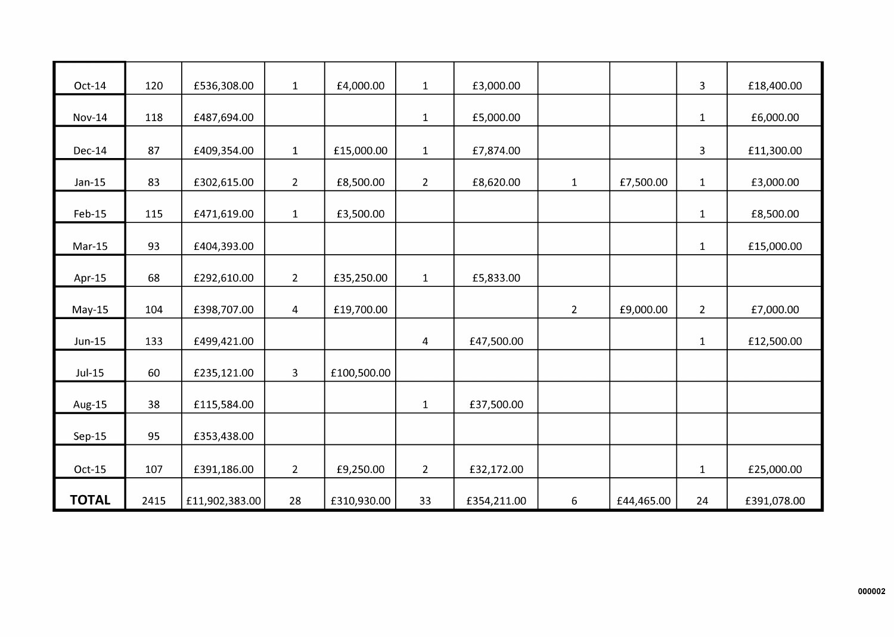| | | | | | | | | | | |
|---|---|---|---|---|---|---|---|---|---|---|
| Oct-14 | 120 | £536,308.00 | 1 | £4,000.00 | 1 | £3,000.00 | | | 3 | £18,400.00 |
| Nov-14 | 118 | £487,694.00 | | | 1 | £5,000.00 | | | 1 | £6,000.00 |
| Dec-14 | 87 | £409,354.00 | 1 | £15,000.00 | 1 | £7,874.00 | | | 3 | £11,300.00 |
| Jan-15 | 83 | £302,615.00 | 2 | £8,500.00 | 2 | £8,620.00 | 1 | £7,500.00 | 1 | £3,000.00 |
| Feb-15 | 115 | £471,619.00 | 1 | £3,500.00 | | | | | 1 | £8,500.00 |
| Mar-15 | 93 | £404,393.00 | | | | | | | 1 | £15,000.00 |
| Apr-15 | 68 | £292,610.00 | 2 | £35,250.00 | 1 | £5,833.00 | | | | |
| May-15 | 104 | £398,707.00 | 4 | £19,700.00 | | | 2 | £9,000.00 | 2 | £7,000.00 |
| Jun-15 | 133 | £499,421.00 | | | 4 | £47,500.00 | | | 1 | £12,500.00 |
| Jul-15 | 60 | £235,121.00 | 3 | £100,500.00 | | | | | | |
| Aug-15 | 38 | £115,584.00 | | | 1 | £37,500.00 | | | | |
| Sep-15 | 95 | £353,438.00 | | | | | | | | |
| Oct-15 | 107 | £391,186.00 | 2 | £9,250.00 | 2 | £32,172.00 | | | 1 | £25,000.00 |
| **TOTAL** | 2415 | £11,902,383.00 | 28 | £310,930.00 | 33 | £354,211.00 | 6 | £44,465.00 | 24 | £391,078.00 |

000002